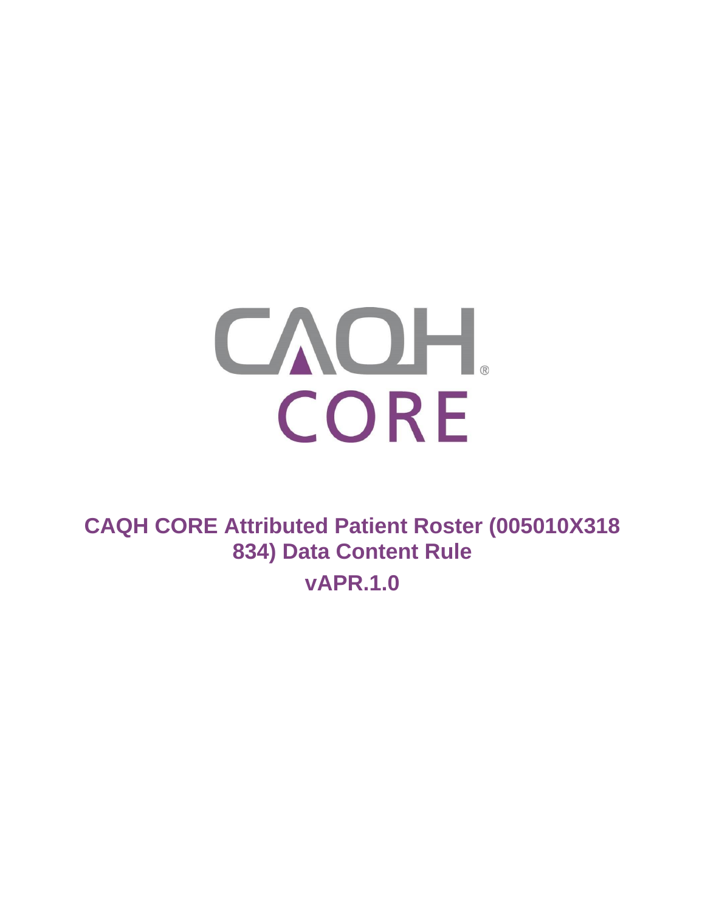# CAQH CORE Attributed Patient Roster (005010X318 834) Data Content Rule

## vAPR.1.0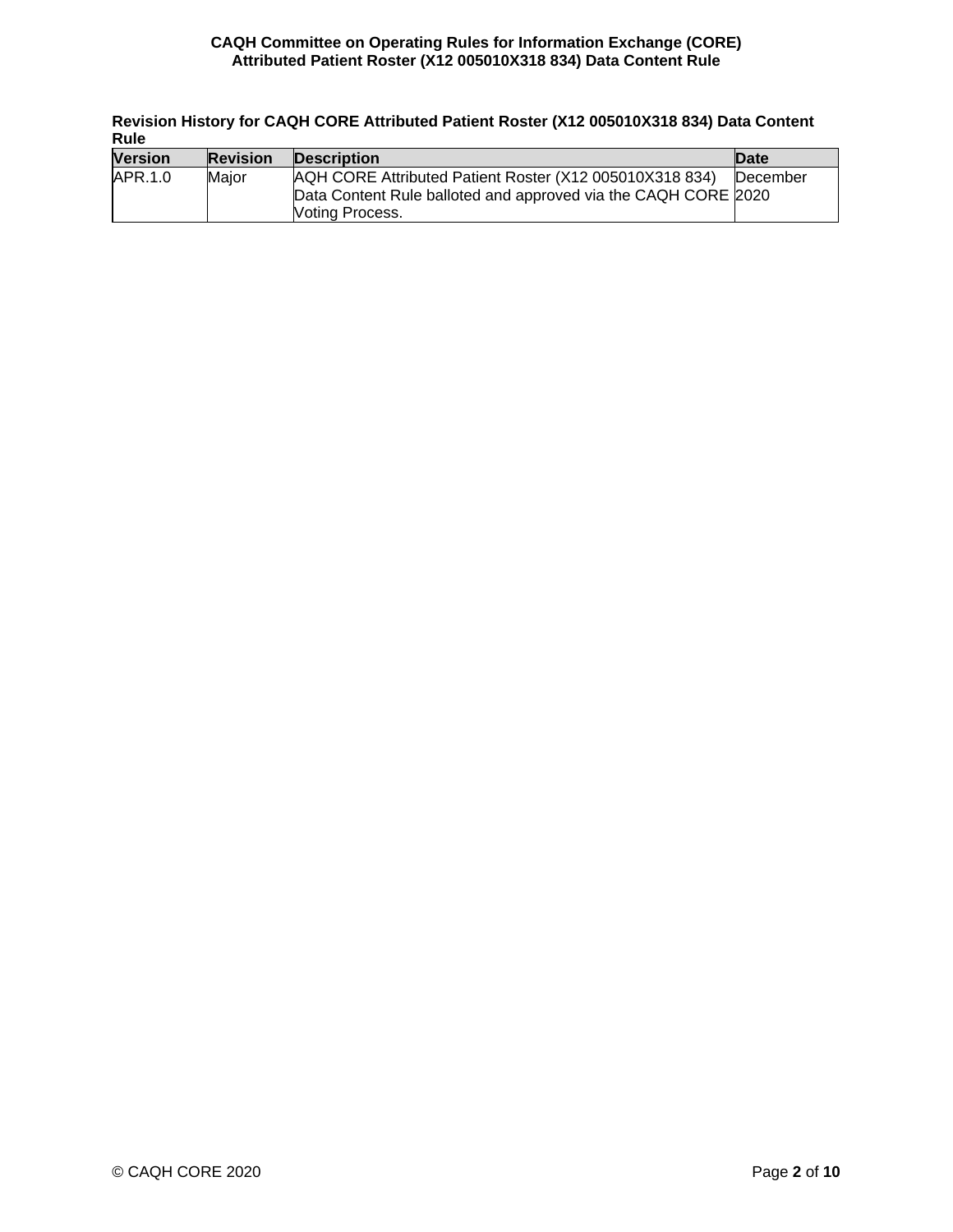**Revision History for CAQH CORE Attributed Patient Roster (X12 005010X318 834) Data Content Rule**

| Version | Revision | Description | Date |
|---|---|---|---|
| APR.1.0 | Major | AQH CORE Attributed Patient Roster (X12 005010X318 834) Data Content Rule balloted and approved via the CAQH CORE Voting Process. | December 2020 |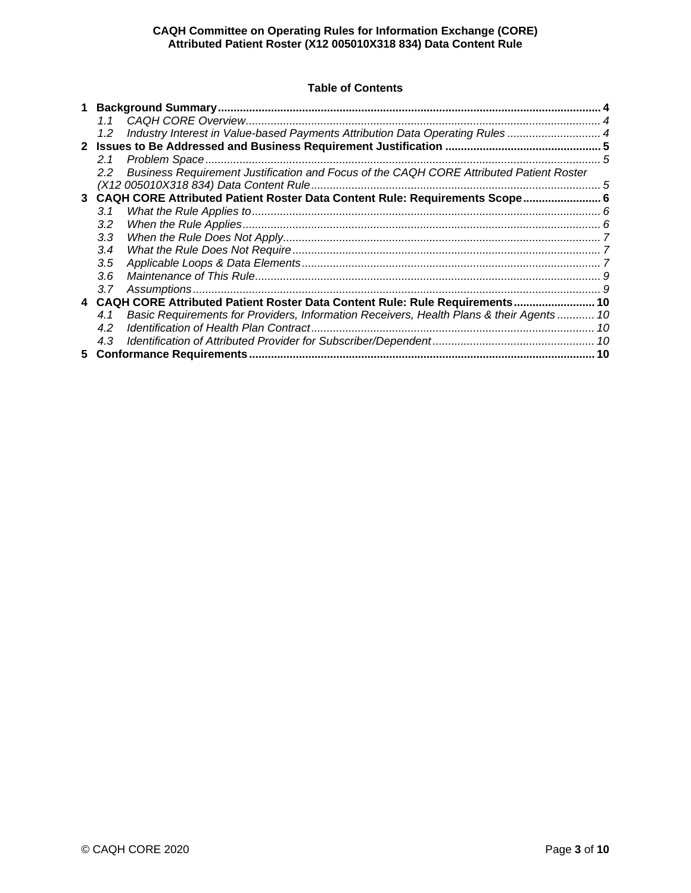**Table of Contents**

1 **Background Summary** ..... 4
  1.1 *CAQH CORE Overview* ..... 4
  1.2 *Industry Interest in Value-based Payments Attribution Data Operating Rules* ..... 4
2 **Issues to Be Addressed and Business Requirement Justification** ..... 5
  2.1 *Problem Space* ..... 5
  2.2 *Business Requirement Justification and Focus of the CAQH CORE Attributed Patient Roster (X12 005010X318 834) Data Content Rule* ..... 5
3 **CAQH CORE Attributed Patient Roster Data Content Rule: Requirements Scope** ..... 6
  3.1 *What the Rule Applies to* ..... 6
  3.2 *When the Rule Applies* ..... 6
  3.3 *When the Rule Does Not Apply* ..... 7
  3.4 *What the Rule Does Not Require* ..... 7
  3.5 *Applicable Loops & Data Elements* ..... 7
  3.6 *Maintenance of This Rule* ..... 9
  3.7 *Assumptions* ..... 9
4 **CAQH CORE Attributed Patient Roster Data Content Rule: Rule Requirements** ..... 10
  4.1 *Basic Requirements for Providers, Information Receivers, Health Plans & their Agents* ..... 10
  4.2 *Identification of Health Plan Contract* ..... 10
  4.3 *Identification of Attributed Provider for Subscriber/Dependent* ..... 10
5 **Conformance Requirements** ..... 10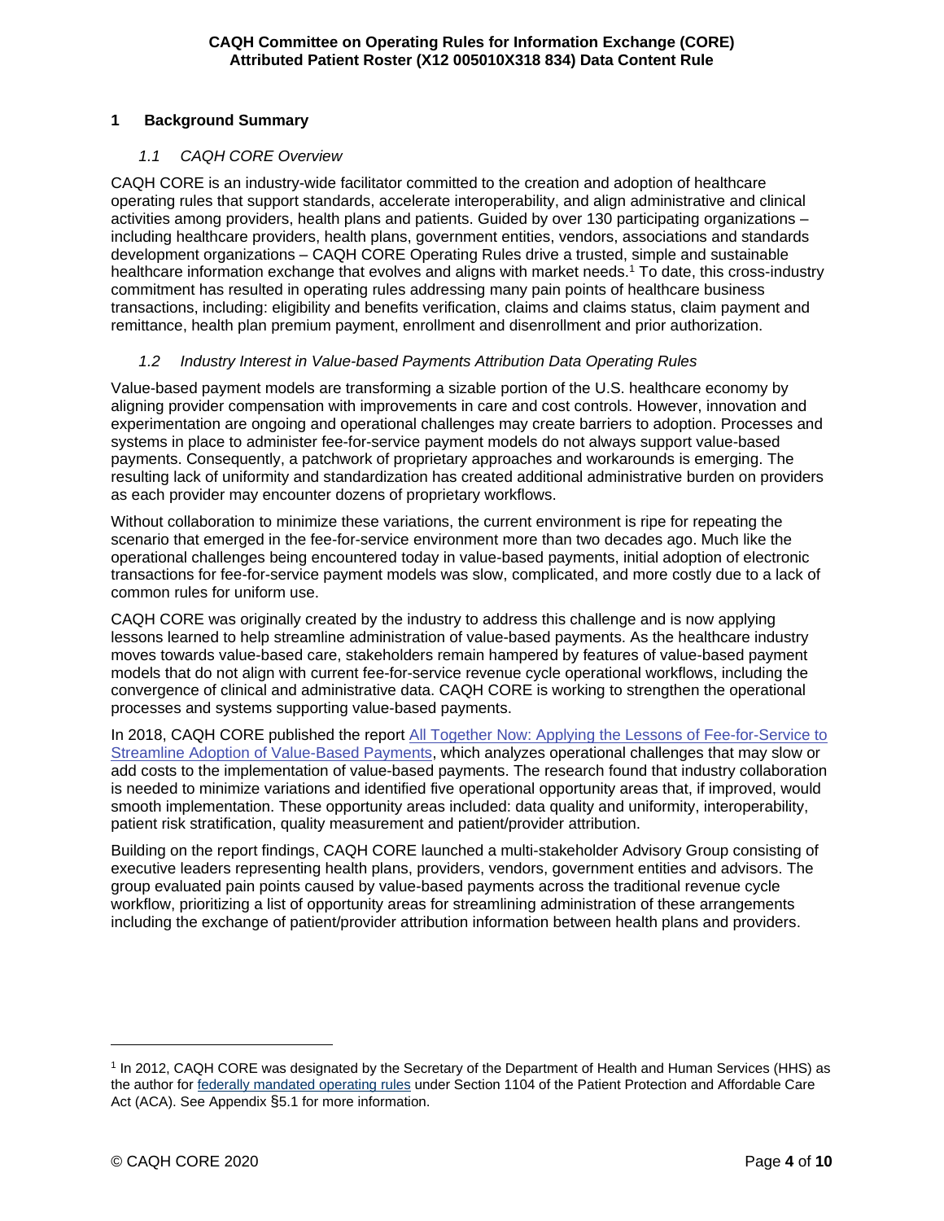# 1 Background Summary

## *1.1 CAQH CORE Overview*

CAQH CORE is an industry-wide facilitator committed to the creation and adoption of healthcare operating rules that support standards, accelerate interoperability, and align administrative and clinical activities among providers, health plans and patients. Guided by over 130 participating organizations – including healthcare providers, health plans, government entities, vendors, associations and standards development organizations – CAQH CORE Operating Rules drive a trusted, simple and sustainable healthcare information exchange that evolves and aligns with market needs.[1] To date, this cross-industry commitment has resulted in operating rules addressing many pain points of healthcare business transactions, including: eligibility and benefits verification, claims and claims status, claim payment and remittance, health plan premium payment, enrollment and disenrollment and prior authorization.

## *1.2 Industry Interest in Value-based Payments Attribution Data Operating Rules*

Value-based payment models are transforming a sizable portion of the U.S. healthcare economy by aligning provider compensation with improvements in care and cost controls. However, innovation and experimentation are ongoing and operational challenges may create barriers to adoption. Processes and systems in place to administer fee-for-service payment models do not always support value-based payments. Consequently, a patchwork of proprietary approaches and workarounds is emerging. The resulting lack of uniformity and standardization has created additional administrative burden on providers as each provider may encounter dozens of proprietary workflows.

Without collaboration to minimize these variations, the current environment is ripe for repeating the scenario that emerged in the fee-for-service environment more than two decades ago. Much like the operational challenges being encountered today in value-based payments, initial adoption of electronic transactions for fee-for-service payment models was slow, complicated, and more costly due to a lack of common rules for uniform use.

CAQH CORE was originally created by the industry to address this challenge and is now applying lessons learned to help streamline administration of value-based payments. As the healthcare industry moves towards value-based care, stakeholders remain hampered by features of value-based payment models that do not align with current fee-for-service revenue cycle operational workflows, including the convergence of clinical and administrative data. CAQH CORE is working to strengthen the operational processes and systems supporting value-based payments.

In 2018, CAQH CORE published the report All Together Now: Applying the Lessons of Fee-for-Service to Streamline Adoption of Value-Based Payments, which analyzes operational challenges that may slow or add costs to the implementation of value-based payments. The research found that industry collaboration is needed to minimize variations and identified five operational opportunity areas that, if improved, would smooth implementation. These opportunity areas included: data quality and uniformity, interoperability, patient risk stratification, quality measurement and patient/provider attribution.

Building on the report findings, CAQH CORE launched a multi-stakeholder Advisory Group consisting of executive leaders representing health plans, providers, vendors, government entities and advisors. The group evaluated pain points caused by value-based payments across the traditional revenue cycle workflow, prioritizing a list of opportunity areas for streamlining administration of these arrangements including the exchange of patient/provider attribution information between health plans and providers.

---

[1] In 2012, CAQH CORE was designated by the Secretary of the Department of Health and Human Services (HHS) as the author for federally mandated operating rules under Section 1104 of the Patient Protection and Affordable Care Act (ACA). See Appendix §5.1 for more information.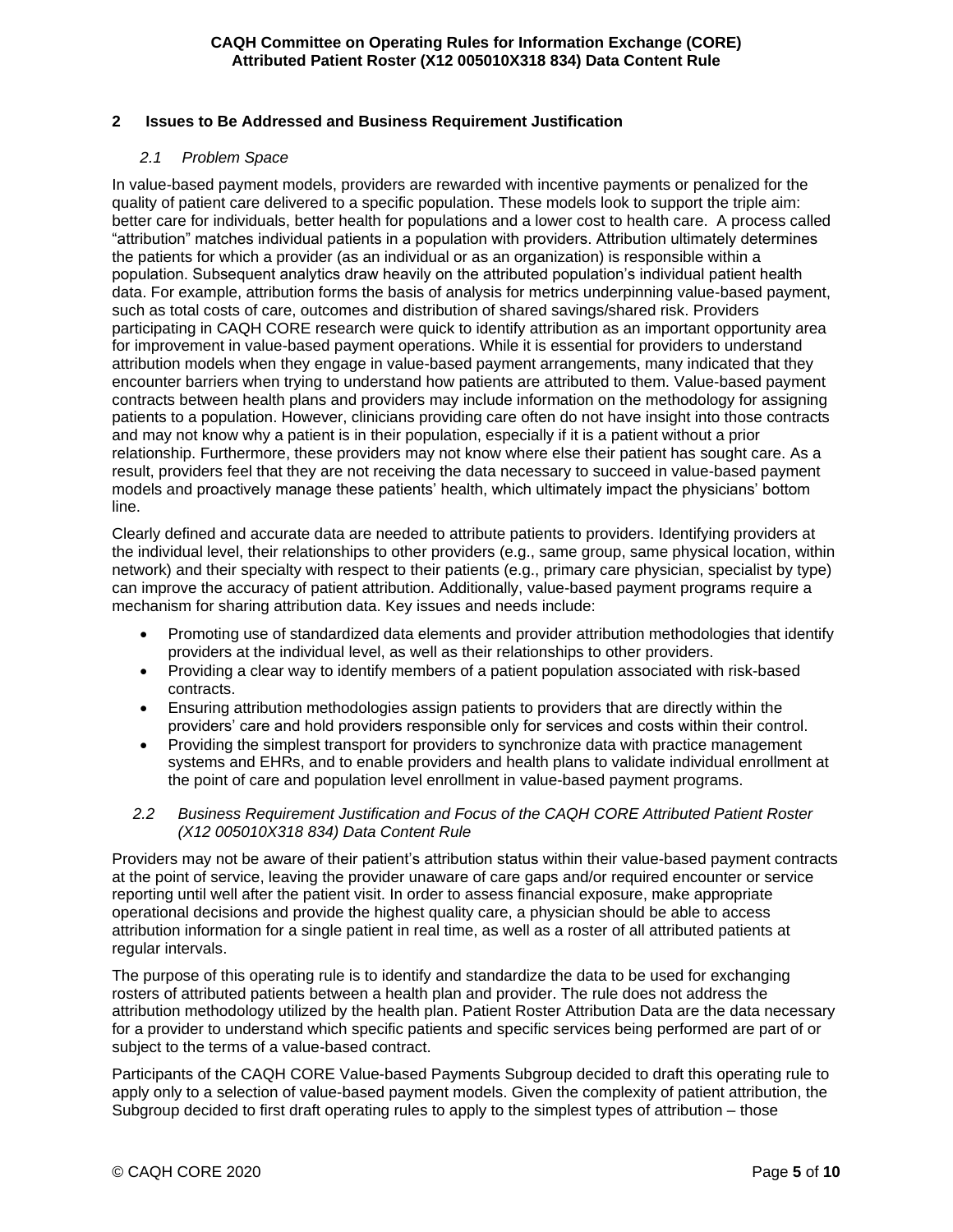## 2 Issues to Be Addressed and Business Requirement Justification

### *2.1 Problem Space*

In value-based payment models, providers are rewarded with incentive payments or penalized for the quality of patient care delivered to a specific population. These models look to support the triple aim: better care for individuals, better health for populations and a lower cost to health care. A process called "attribution" matches individual patients in a population with providers. Attribution ultimately determines the patients for which a provider (as an individual or as an organization) is responsible within a population. Subsequent analytics draw heavily on the attributed population's individual patient health data. For example, attribution forms the basis of analysis for metrics underpinning value-based payment, such as total costs of care, outcomes and distribution of shared savings/shared risk. Providers participating in CAQH CORE research were quick to identify attribution as an important opportunity area for improvement in value-based payment operations. While it is essential for providers to understand attribution models when they engage in value-based payment arrangements, many indicated that they encounter barriers when trying to understand how patients are attributed to them. Value-based payment contracts between health plans and providers may include information on the methodology for assigning patients to a population. However, clinicians providing care often do not have insight into those contracts and may not know why a patient is in their population, especially if it is a patient without a prior relationship. Furthermore, these providers may not know where else their patient has sought care. As a result, providers feel that they are not receiving the data necessary to succeed in value-based payment models and proactively manage these patients' health, which ultimately impact the physicians' bottom line.

Clearly defined and accurate data are needed to attribute patients to providers. Identifying providers at the individual level, their relationships to other providers (e.g., same group, same physical location, within network) and their specialty with respect to their patients (e.g., primary care physician, specialist by type) can improve the accuracy of patient attribution. Additionally, value-based payment programs require a mechanism for sharing attribution data. Key issues and needs include:

- Promoting use of standardized data elements and provider attribution methodologies that identify providers at the individual level, as well as their relationships to other providers.
- Providing a clear way to identify members of a patient population associated with risk-based contracts.
- Ensuring attribution methodologies assign patients to providers that are directly within the providers' care and hold providers responsible only for services and costs within their control.
- Providing the simplest transport for providers to synchronize data with practice management systems and EHRs, and to enable providers and health plans to validate individual enrollment at the point of care and population level enrollment in value-based payment programs.

### *2.2 Business Requirement Justification and Focus of the CAQH CORE Attributed Patient Roster (X12 005010X318 834) Data Content Rule*

Providers may not be aware of their patient's attribution status within their value-based payment contracts at the point of service, leaving the provider unaware of care gaps and/or required encounter or service reporting until well after the patient visit. In order to assess financial exposure, make appropriate operational decisions and provide the highest quality care, a physician should be able to access attribution information for a single patient in real time, as well as a roster of all attributed patients at regular intervals.

The purpose of this operating rule is to identify and standardize the data to be used for exchanging rosters of attributed patients between a health plan and provider. The rule does not address the attribution methodology utilized by the health plan. Patient Roster Attribution Data are the data necessary for a provider to understand which specific patients and specific services being performed are part of or subject to the terms of a value-based contract.

Participants of the CAQH CORE Value-based Payments Subgroup decided to draft this operating rule to apply only to a selection of value-based payment models. Given the complexity of patient attribution, the Subgroup decided to first draft operating rules to apply to the simplest types of attribution – those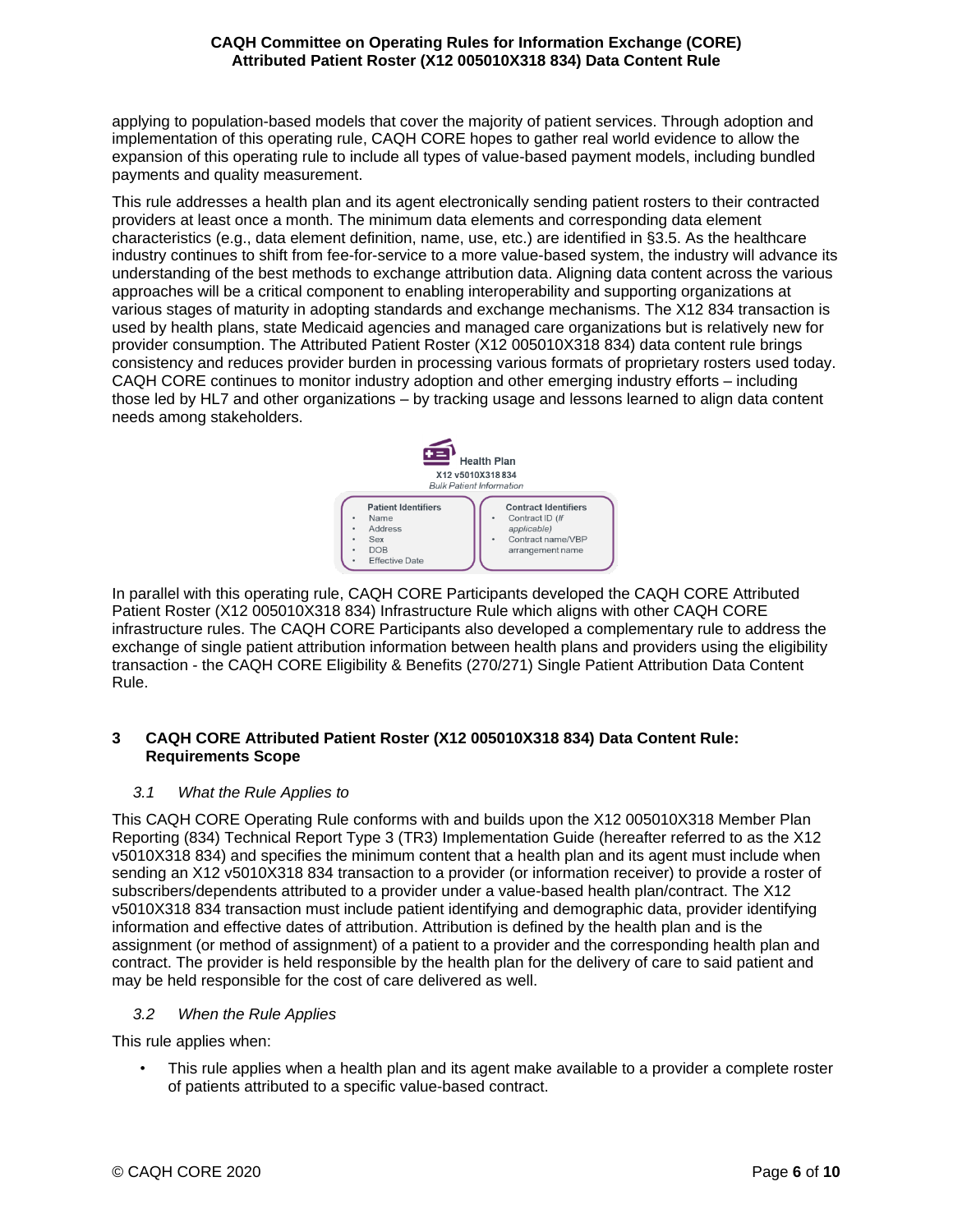applying to population-based models that cover the majority of patient services. Through adoption and implementation of this operating rule, CAQH CORE hopes to gather real world evidence to allow the expansion of this operating rule to include all types of value-based payment models, including bundled payments and quality measurement.

This rule addresses a health plan and its agent electronically sending patient rosters to their contracted providers at least once a month. The minimum data elements and corresponding data element characteristics (e.g., data element definition, name, use, etc.) are identified in §3.5. As the healthcare industry continues to shift from fee-for-service to a more value-based system, the industry will advance its understanding of the best methods to exchange attribution data. Aligning data content across the various approaches will be a critical component to enabling interoperability and supporting organizations at various stages of maturity in adopting standards and exchange mechanisms. The X12 834 transaction is used by health plans, state Medicaid agencies and managed care organizations but is relatively new for provider consumption. The Attributed Patient Roster (X12 005010X318 834) data content rule brings consistency and reduces provider burden in processing various formats of proprietary rosters used today. CAQH CORE continues to monitor industry adoption and other emerging industry efforts – including those led by HL7 and other organizations – by tracking usage and lessons learned to align data content needs among stakeholders.

**Health Plan**
X12 v5010X318 834
*Bulk Patient Information*

| Patient Identifiers | Contract Identifiers |
| --- | --- |
| • Name<br>• Address<br>• Sex<br>• DOB<br>• Effective Date | • Contract ID (*if applicable*)<br>• Contract name/VBP arrangement name |

In parallel with this operating rule, CAQH CORE Participants developed the CAQH CORE Attributed Patient Roster (X12 005010X318 834) Infrastructure Rule which aligns with other CAQH CORE infrastructure rules. The CAQH CORE Participants also developed a complementary rule to address the exchange of single patient attribution information between health plans and providers using the eligibility transaction - the CAQH CORE Eligibility & Benefits (270/271) Single Patient Attribution Data Content Rule.

## 3 CAQH CORE Attributed Patient Roster (X12 005010X318 834) Data Content Rule: Requirements Scope

### *3.1 What the Rule Applies to*

This CAQH CORE Operating Rule conforms with and builds upon the X12 005010X318 Member Plan Reporting (834) Technical Report Type 3 (TR3) Implementation Guide (hereafter referred to as the X12 v5010X318 834) and specifies the minimum content that a health plan and its agent must include when sending an X12 v5010X318 834 transaction to a provider (or information receiver) to provide a roster of subscribers/dependents attributed to a provider under a value-based health plan/contract. The X12 v5010X318 834 transaction must include patient identifying and demographic data, provider identifying information and effective dates of attribution. Attribution is defined by the health plan and is the assignment (or method of assignment) of a patient to a provider and the corresponding health plan and contract. The provider is held responsible by the health plan for the delivery of care to said patient and may be held responsible for the cost of care delivered as well.

### *3.2 When the Rule Applies*

This rule applies when:

- This rule applies when a health plan and its agent make available to a provider a complete roster of patients attributed to a specific value-based contract.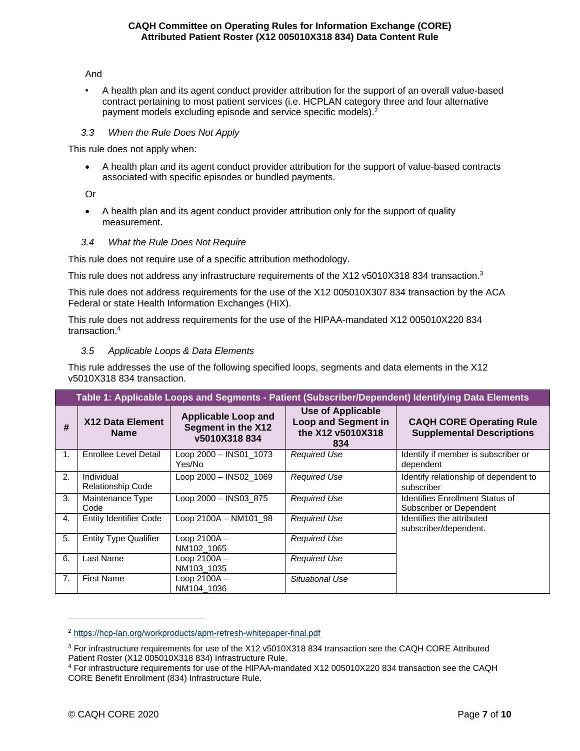And

- A health plan and its agent conduct provider attribution for the support of an overall value-based contract pertaining to most patient services (i.e. HCPLAN category three and four alternative payment models excluding episode and service specific models).[2]

### *3.3 When the Rule Does Not Apply*

This rule does not apply when:

- A health plan and its agent conduct provider attribution for the support of value-based contracts associated with specific episodes or bundled payments.

Or

- A health plan and its agent conduct provider attribution only for the support of quality measurement.

### *3.4 What the Rule Does Not Require*

This rule does not require use of a specific attribution methodology.

This rule does not address any infrastructure requirements of the X12 v5010X318 834 transaction.[3]

This rule does not address requirements for the use of the X12 005010X307 834 transaction by the ACA Federal or state Health Information Exchanges (HIX).

This rule does not address requirements for the use of the HIPAA-mandated X12 005010X220 834 transaction.[4]

### *3.5 Applicable Loops & Data Elements*

This rule addresses the use of the following specified loops, segments and data elements in the X12 v5010X318 834 transaction.

**Table 1: Applicable Loops and Segments - Patient (Subscriber/Dependent) Identifying Data Elements**

| # | X12 Data Element Name | Applicable Loop and Segment in the X12 v5010X318 834 | Use of Applicable Loop and Segment in the X12 v5010X318 834 | CAQH CORE Operating Rule Supplemental Descriptions |
|---|---|---|---|---|
| 1. | Enrollee Level Detail | Loop 2000 – INS01_1073 Yes/No | *Required Use* | Identify if member is subscriber or dependent |
| 2. | Individual Relationship Code | Loop 2000 – INS02_1069 | *Required Use* | Identify relationship of dependent to subscriber |
| 3. | Maintenance Type Code | Loop 2000 – INS03_875 | *Required Use* | Identifies Enrollment Status of Subscriber or Dependent |
| 4. | Entity Identifier Code | Loop 2100A – NM101_98 | *Required Use* | Identifies the attributed subscriber/dependent. |
| 5. | Entity Type Qualifier | Loop 2100A – NM102_1065 | *Required Use* | |
| 6. | Last Name | Loop 2100A – NM103_1035 | *Required Use* | |
| 7. | First Name | Loop 2100A – NM104_1036 | *Situational Use* | |

---

[2] https://hcp-lan.org/workproducts/apm-refresh-whitepaper-final.pdf

[3] For infrastructure requirements for use of the X12 v5010X318 834 transaction see the CAQH CORE Attributed Patient Roster (X12 005010X318 834) Infrastructure Rule.

[4] For infrastructure requirements for use of the HIPAA-mandated X12 005010X220 834 transaction see the CAQH CORE Benefit Enrollment (834) Infrastructure Rule.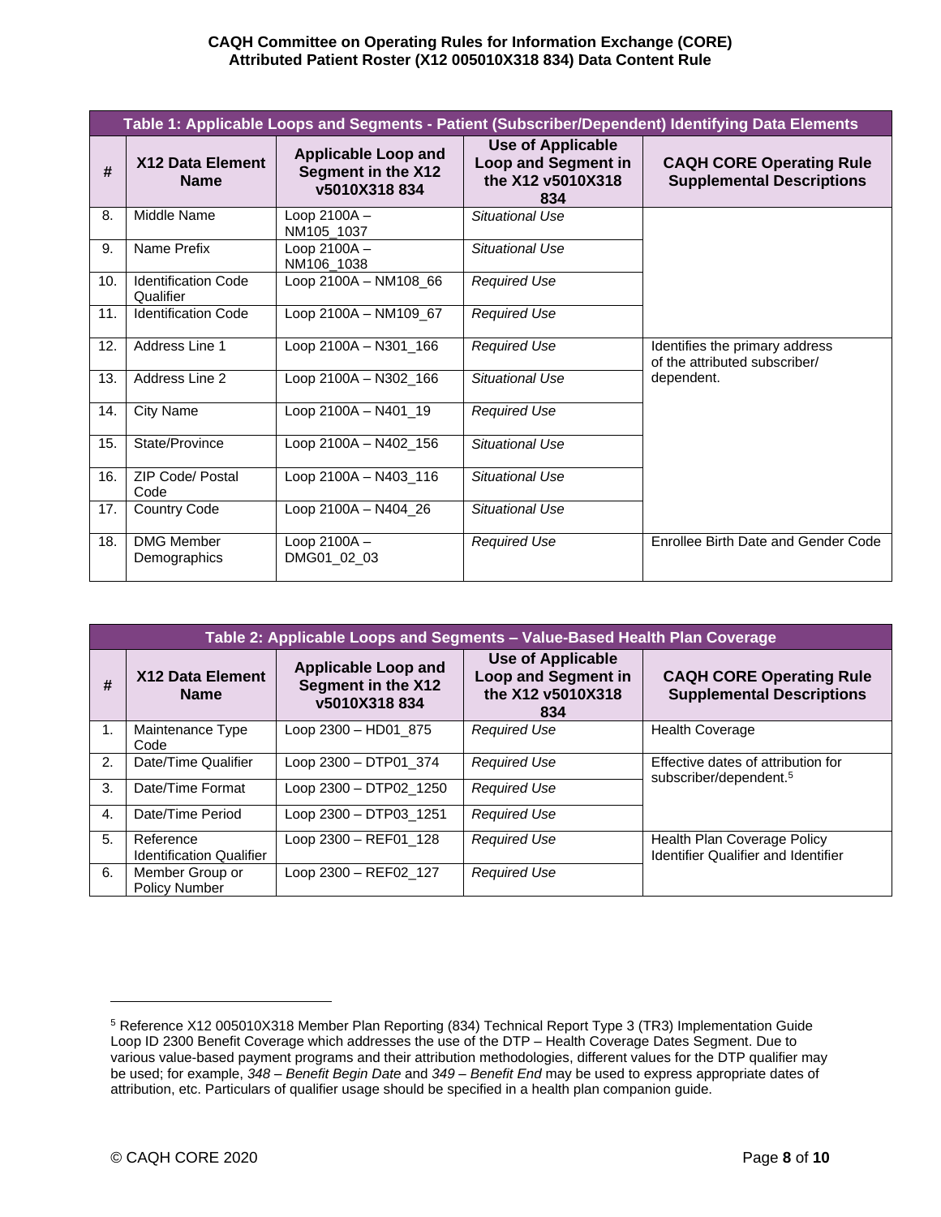| Table 1: Applicable Loops and Segments - Patient (Subscriber/Dependent) Identifying Data Elements | | | | |
|---|---|---|---|---|
| # | X12 Data Element Name | Applicable Loop and Segment in the X12 v5010X318 834 | Use of Applicable Loop and Segment in the X12 v5010X318 834 | CAQH CORE Operating Rule Supplemental Descriptions |
| 8. | Middle Name | Loop 2100A – NM105_1037 | *Situational Use* | |
| 9. | Name Prefix | Loop 2100A – NM106_1038 | *Situational Use* | |
| 10. | Identification Code Qualifier | Loop 2100A – NM108_66 | *Required Use* | |
| 11. | Identification Code | Loop 2100A – NM109_67 | *Required Use* | |
| 12. | Address Line 1 | Loop 2100A – N301_166 | *Required Use* | Identifies the primary address of the attributed subscriber/ dependent. |
| 13. | Address Line 2 | Loop 2100A – N302_166 | *Situational Use* | |
| 14. | City Name | Loop 2100A – N401_19 | *Required Use* | |
| 15. | State/Province | Loop 2100A – N402_156 | *Situational Use* | |
| 16. | ZIP Code/ Postal Code | Loop 2100A – N403_116 | *Situational Use* | |
| 17. | Country Code | Loop 2100A – N404_26 | *Situational Use* | |
| 18. | DMG Member Demographics | Loop 2100A – DMG01_02_03 | *Required Use* | Enrollee Birth Date and Gender Code |

| Table 2: Applicable Loops and Segments – Value-Based Health Plan Coverage | | | | |
|---|---|---|---|---|
| # | X12 Data Element Name | Applicable Loop and Segment in the X12 v5010X318 834 | Use of Applicable Loop and Segment in the X12 v5010X318 834 | CAQH CORE Operating Rule Supplemental Descriptions |
| 1. | Maintenance Type Code | Loop 2300 – HD01_875 | *Required Use* | Health Coverage |
| 2. | Date/Time Qualifier | Loop 2300 – DTP01_374 | *Required Use* | Effective dates of attribution for subscriber/dependent.[5] |
| 3. | Date/Time Format | Loop 2300 – DTP02_1250 | *Required Use* | |
| 4. | Date/Time Period | Loop 2300 – DTP03_1251 | *Required Use* | |
| 5. | Reference Identification Qualifier | Loop 2300 – REF01_128 | *Required Use* | Health Plan Coverage Policy Identifier Qualifier and Identifier |
| 6. | Member Group or Policy Number | Loop 2300 – REF02_127 | *Required Use* | |

[5] Reference X12 005010X318 Member Plan Reporting (834) Technical Report Type 3 (TR3) Implementation Guide Loop ID 2300 Benefit Coverage which addresses the use of the DTP – Health Coverage Dates Segment. Due to various value-based payment programs and their attribution methodologies, different values for the DTP qualifier may be used; for example, *348 – Benefit Begin Date* and *349 – Benefit End* may be used to express appropriate dates of attribution, etc. Particulars of qualifier usage should be specified in a health plan companion guide.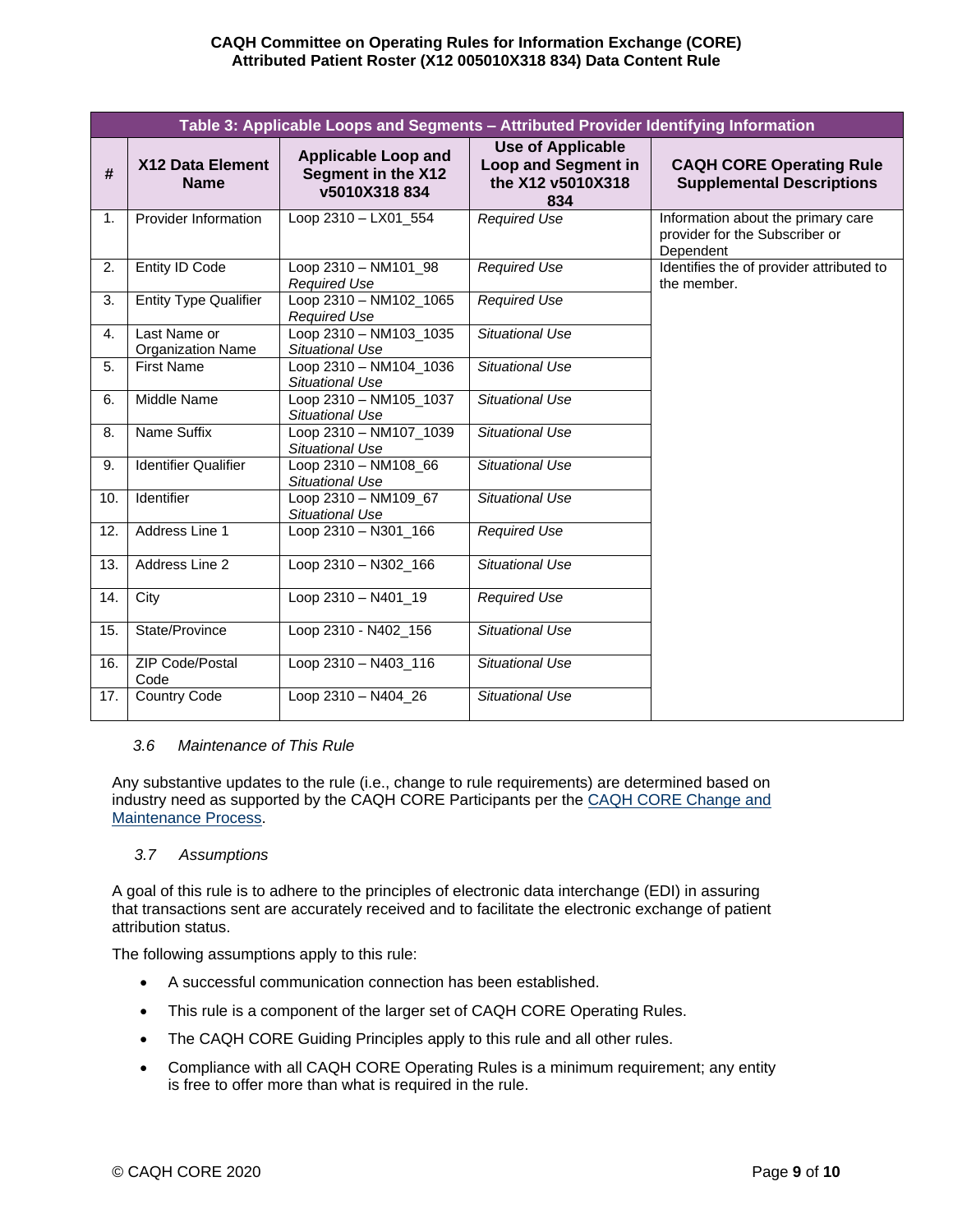| Table 3: Applicable Loops and Segments – Attributed Provider Identifying Information | | | | |
|---|---|---|---|---|
| # | X12 Data Element Name | Applicable Loop and Segment in the X12 v5010X318 834 | Use of Applicable Loop and Segment in the X12 v5010X318 834 | CAQH CORE Operating Rule Supplemental Descriptions |
| 1. | Provider Information | Loop 2310 – LX01_554 | *Required Use* | Information about the primary care provider for the Subscriber or Dependent |
| 2. | Entity ID Code | Loop 2310 – NM101_98 *Required Use* | *Required Use* | Identifies the of provider attributed to the member. |
| 3. | Entity Type Qualifier | Loop 2310 – NM102_1065 *Required Use* | *Required Use* | |
| 4. | Last Name or Organization Name | Loop 2310 – NM103_1035 *Situational Use* | *Situational Use* | |
| 5. | First Name | Loop 2310 – NM104_1036 *Situational Use* | *Situational Use* | |
| 6. | Middle Name | Loop 2310 – NM105_1037 *Situational Use* | *Situational Use* | |
| 8. | Name Suffix | Loop 2310 – NM107_1039 *Situational Use* | *Situational Use* | |
| 9. | Identifier Qualifier | Loop 2310 – NM108_66 *Situational Use* | *Situational Use* | |
| 10. | Identifier | Loop 2310 – NM109_67 *Situational Use* | *Situational Use* | |
| 12. | Address Line 1 | Loop 2310 – N301_166 | *Required Use* | |
| 13. | Address Line 2 | Loop 2310 – N302_166 | *Situational Use* | |
| 14. | City | Loop 2310 – N401_19 | *Required Use* | |
| 15. | State/Province | Loop 2310 - N402_156 | *Situational Use* | |
| 16. | ZIP Code/Postal Code | Loop 2310 – N403_116 | *Situational Use* | |
| 17. | Country Code | Loop 2310 – N404_26 | *Situational Use* | |

### *3.6 Maintenance of This Rule*

Any substantive updates to the rule (i.e., change to rule requirements) are determined based on industry need as supported by the CAQH CORE Participants per the CAQH CORE Change and Maintenance Process.

### *3.7 Assumptions*

A goal of this rule is to adhere to the principles of electronic data interchange (EDI) in assuring that transactions sent are accurately received and to facilitate the electronic exchange of patient attribution status.

The following assumptions apply to this rule:

- A successful communication connection has been established.
- This rule is a component of the larger set of CAQH CORE Operating Rules.
- The CAQH CORE Guiding Principles apply to this rule and all other rules.
- Compliance with all CAQH CORE Operating Rules is a minimum requirement; any entity is free to offer more than what is required in the rule.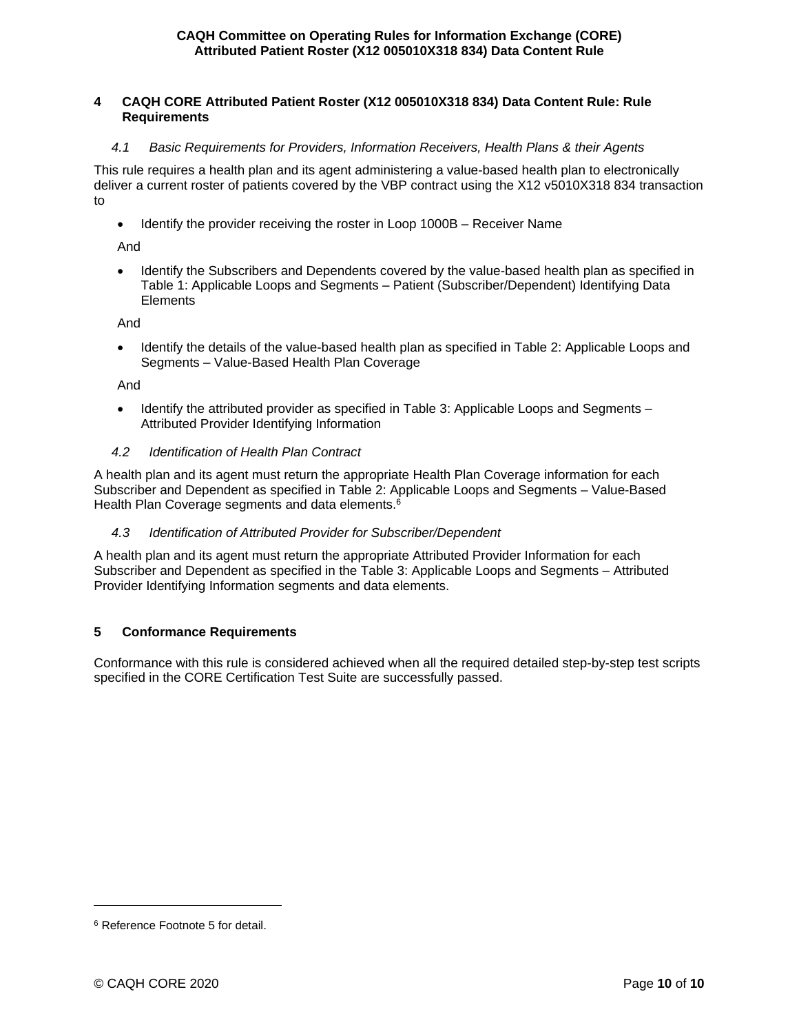# 4 CAQH CORE Attributed Patient Roster (X12 005010X318 834) Data Content Rule: Rule Requirements

### *4.1 Basic Requirements for Providers, Information Receivers, Health Plans & their Agents*

This rule requires a health plan and its agent administering a value-based health plan to electronically deliver a current roster of patients covered by the VBP contract using the X12 v5010X318 834 transaction to

- Identify the provider receiving the roster in Loop 1000B – Receiver Name

And

- Identify the Subscribers and Dependents covered by the value-based health plan as specified in Table 1: Applicable Loops and Segments – Patient (Subscriber/Dependent) Identifying Data Elements

And

- Identify the details of the value-based health plan as specified in Table 2: Applicable Loops and Segments – Value-Based Health Plan Coverage

And

- Identify the attributed provider as specified in Table 3: Applicable Loops and Segments – Attributed Provider Identifying Information

### *4.2 Identification of Health Plan Contract*

A health plan and its agent must return the appropriate Health Plan Coverage information for each Subscriber and Dependent as specified in Table 2: Applicable Loops and Segments – Value-Based Health Plan Coverage segments and data elements.[6]

### *4.3 Identification of Attributed Provider for Subscriber/Dependent*

A health plan and its agent must return the appropriate Attributed Provider Information for each Subscriber and Dependent as specified in the Table 3: Applicable Loops and Segments – Attributed Provider Identifying Information segments and data elements.

# 5 Conformance Requirements

Conformance with this rule is considered achieved when all the required detailed step-by-step test scripts specified in the CORE Certification Test Suite are successfully passed.

---

[6] Reference Footnote 5 for detail.